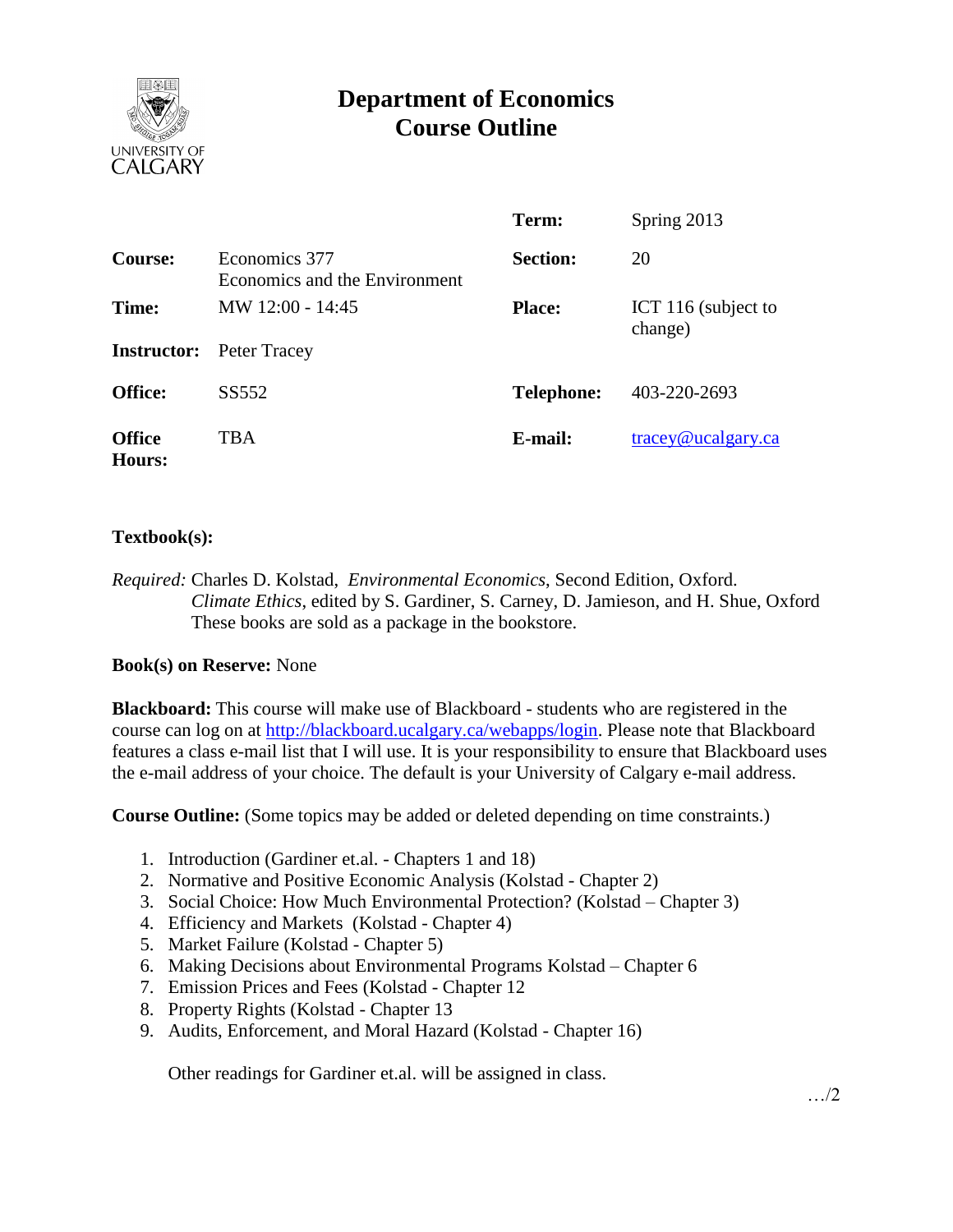# Department of Economics
# Course Outline

| | | | |
|---|---|---|---|
| | | **Term:** | Spring 2013 |
| **Course:** | Economics 377<br>Economics and the Environment | **Section:** | 20 |
| **Time:** | MW 12:00 - 14:45 | **Place:** | ICT 116 (subject to change) |
| **Instructor:** | Peter Tracey | | |
| **Office:** | SS552 | **Telephone:** | 403-220-2693 |
| **Office Hours:** | TBA | **E-mail:** | tracey@ucalgary.ca |

**Textbook(s):**

*Required:* Charles D. Kolstad, *Environmental Economics*, Second Edition, Oxford.
*Climate Ethics*, edited by S. Gardiner, S. Carney, D. Jamieson, and H. Shue, Oxford
These books are sold as a package in the bookstore.

**Book(s) on Reserve:** None

**Blackboard:** This course will make use of Blackboard - students who are registered in the course can log on at http://blackboard.ucalgary.ca/webapps/login. Please note that Blackboard features a class e-mail list that I will use. It is your responsibility to ensure that Blackboard uses the e-mail address of your choice. The default is your University of Calgary e-mail address.

**Course Outline:** (Some topics may be added or deleted depending on time constraints.)

1. Introduction (Gardiner et.al. - Chapters 1 and 18)
2. Normative and Positive Economic Analysis (Kolstad - Chapter 2)
3. Social Choice: How Much Environmental Protection? (Kolstad – Chapter 3)
4. Efficiency and Markets (Kolstad - Chapter 4)
5. Market Failure (Kolstad - Chapter 5)
6. Making Decisions about Environmental Programs Kolstad – Chapter 6
7. Emission Prices and Fees (Kolstad - Chapter 12
8. Property Rights (Kolstad - Chapter 13
9. Audits, Enforcement, and Moral Hazard (Kolstad - Chapter 16)

Other readings for Gardiner et.al. will be assigned in class.

…/2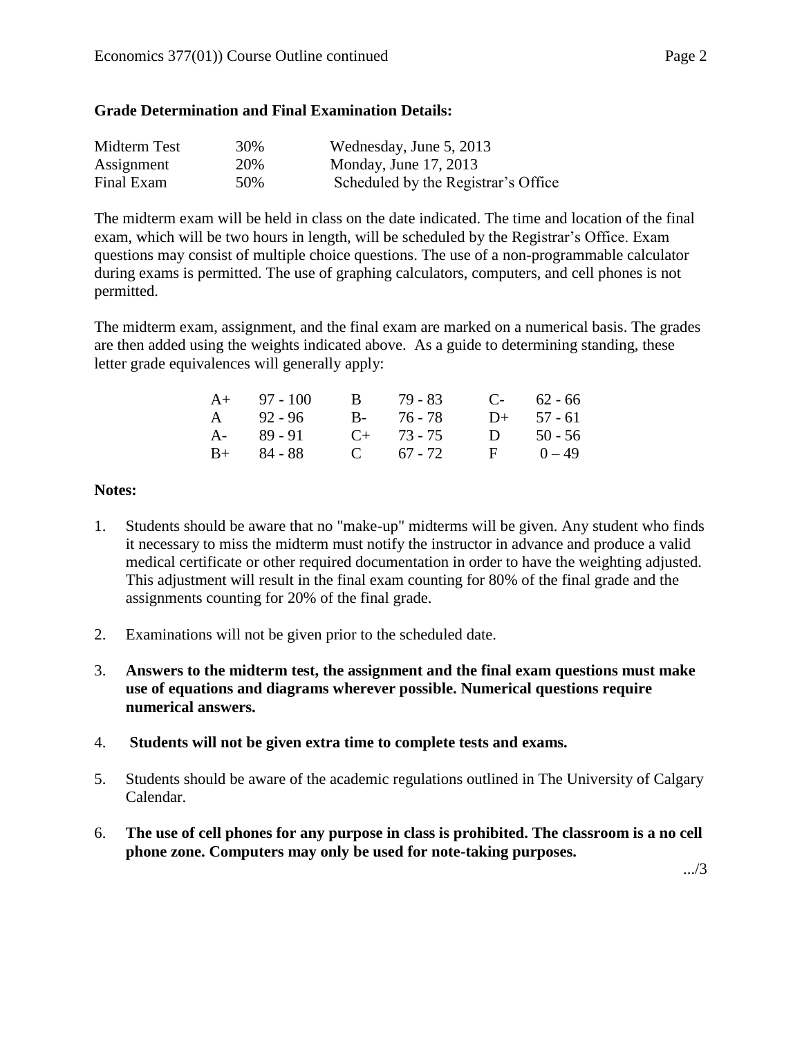**Grade Determination and Final Examination Details:**

| | | |
|---|---|---|
| Midterm Test | 30% | Wednesday, June 5, 2013 |
| Assignment | 20% | Monday, June 17, 2013 |
| Final Exam | 50% | Scheduled by the Registrar's Office |

The midterm exam will be held in class on the date indicated. The time and location of the final exam, which will be two hours in length, will be scheduled by the Registrar's Office. Exam questions may consist of multiple choice questions. The use of a non-programmable calculator during exams is permitted. The use of graphing calculators, computers, and cell phones is not permitted.

The midterm exam, assignment, and the final exam are marked on a numerical basis. The grades are then added using the weights indicated above. As a guide to determining standing, these letter grade equivalences will generally apply:

| | | | | | |
|---|---|---|---|---|---|
| A+ | 97 - 100 | B | 79 - 83 | C- | 62 - 66 |
| A | 92 - 96 | B- | 76 - 78 | D+ | 57 - 61 |
| A- | 89 - 91 | C+ | 73 - 75 | D | 50 - 56 |
| B+ | 84 - 88 | C | 67 - 72 | F | 0 – 49 |

**Notes:**

1. Students should be aware that no "make-up" midterms will be given. Any student who finds it necessary to miss the midterm must notify the instructor in advance and produce a valid medical certificate or other required documentation in order to have the weighting adjusted. This adjustment will result in the final exam counting for 80% of the final grade and the assignments counting for 20% of the final grade.
2. Examinations will not be given prior to the scheduled date.
3. **Answers to the midterm test, the assignment and the final exam questions must make use of equations and diagrams wherever possible. Numerical questions require numerical answers.**
4. **Students will not be given extra time to complete tests and exams.**
5. Students should be aware of the academic regulations outlined in The University of Calgary Calendar.
6. **The use of cell phones for any purpose in class is prohibited. The classroom is a no cell phone zone. Computers may only be used for note-taking purposes.**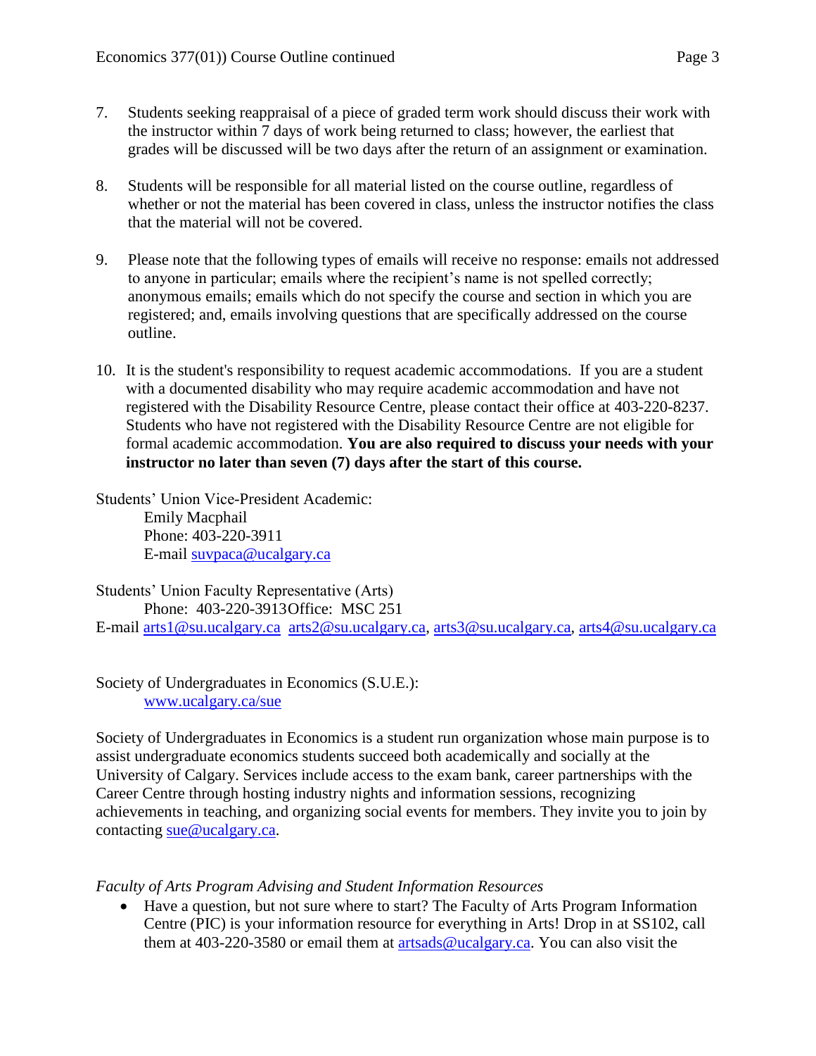7. Students seeking reappraisal of a piece of graded term work should discuss their work with the instructor within 7 days of work being returned to class; however, the earliest that grades will be discussed will be two days after the return of an assignment or examination.

8. Students will be responsible for all material listed on the course outline, regardless of whether or not the material has been covered in class, unless the instructor notifies the class that the material will not be covered.

9. Please note that the following types of emails will receive no response: emails not addressed to anyone in particular; emails where the recipient's name is not spelled correctly; anonymous emails; emails which do not specify the course and section in which you are registered; and, emails involving questions that are specifically addressed on the course outline.

10. It is the student's responsibility to request academic accommodations. If you are a student with a documented disability who may require academic accommodation and have not registered with the Disability Resource Centre, please contact their office at 403-220-8237. Students who have not registered with the Disability Resource Centre are not eligible for formal academic accommodation. **You are also required to discuss your needs with your instructor no later than seven (7) days after the start of this course.**

Students' Union Vice-President Academic:
Emily Macphail
Phone: 403-220-3911
E-mail suvpaca@ucalgary.ca

Students' Union Faculty Representative (Arts)
Phone: 403-220-3913Office: MSC 251
E-mail arts1@su.ucalgary.ca arts2@su.ucalgary.ca, arts3@su.ucalgary.ca, arts4@su.ucalgary.ca

Society of Undergraduates in Economics (S.U.E.):
www.ucalgary.ca/sue

Society of Undergraduates in Economics is a student run organization whose main purpose is to assist undergraduate economics students succeed both academically and socially at the University of Calgary. Services include access to the exam bank, career partnerships with the Career Centre through hosting industry nights and information sessions, recognizing achievements in teaching, and organizing social events for members. They invite you to join by contacting sue@ucalgary.ca.

*Faculty of Arts Program Advising and Student Information Resources*

- Have a question, but not sure where to start? The Faculty of Arts Program Information Centre (PIC) is your information resource for everything in Arts! Drop in at SS102, call them at 403-220-3580 or email them at artsads@ucalgary.ca. You can also visit the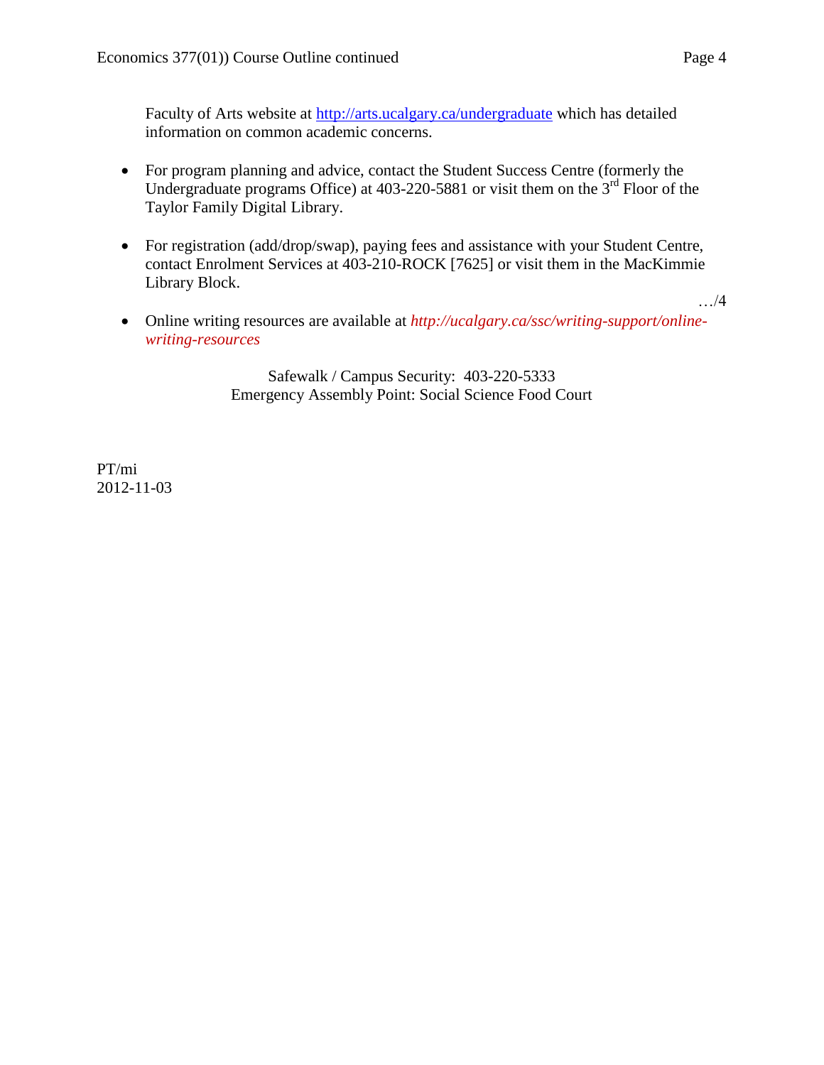Faculty of Arts website at http://arts.ucalgary.ca/undergraduate which has detailed information on common academic concerns.

- For program planning and advice, contact the Student Success Centre (formerly the Undergraduate programs Office) at 403-220-5881 or visit them on the 3rd Floor of the Taylor Family Digital Library.

- For registration (add/drop/swap), paying fees and assistance with your Student Centre, contact Enrolment Services at 403-210-ROCK [7625] or visit them in the MacKimmie Library Block.

…/4

- Online writing resources are available at *http://ucalgary.ca/ssc/writing-support/online-writing-resources*

Safewalk / Campus Security: 403-220-5333
Emergency Assembly Point: Social Science Food Court

PT/mi
2012-11-03